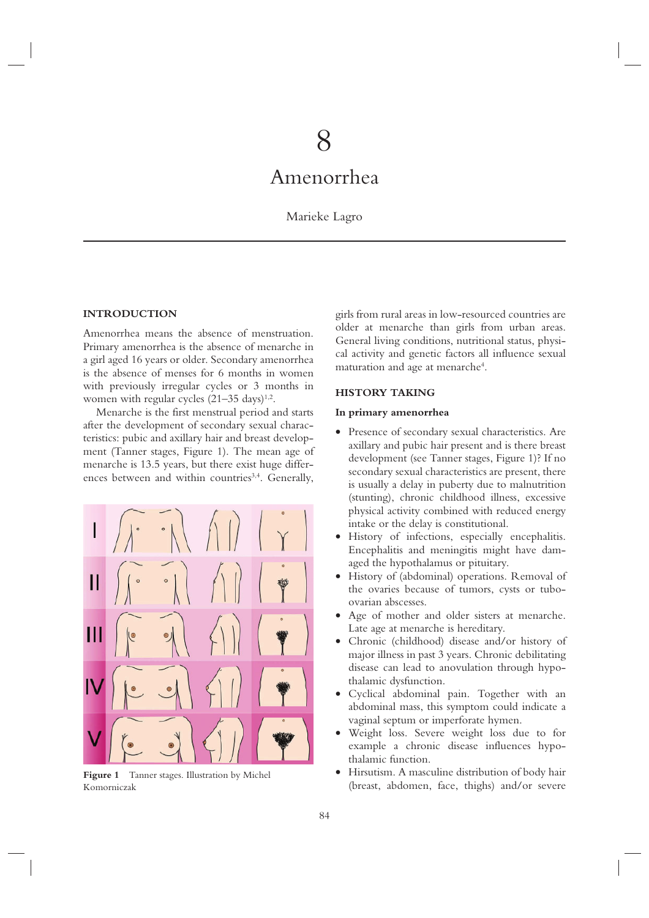# 8

# Amenorrhea

Marieke Lagro

## INTRODUCTION

Amenorrhea means the absence of menstruation. Primary amenorrhea is the absence of menarche in a girl aged 16 years or older. Secondary amenorrhea is the absence of menses for 6 months in women with previously irregular cycles or 3 months in women with regular cycles (21–35 days)[1,2].

Menarche is the first menstrual period and starts after the development of secondary sexual characteristics: pubic and axillary hair and breast development (Tanner stages, Figure 1). The mean age of menarche is 13.5 years, but there exist huge differences between and within countries[3,4]. Generally, girls from rural areas in low-resourced countries are older at menarche than girls from urban areas. General living conditions, nutritional status, physical activity and genetic factors all influence sexual maturation and age at menarche[4].

**Figure 1** Tanner stages. Illustration by Michel Komorniczak

## HISTORY TAKING

### In primary amenorrhea

- Presence of secondary sexual characteristics. Are axillary and pubic hair present and is there breast development (see Tanner stages, Figure 1)? If no secondary sexual characteristics are present, there is usually a delay in puberty due to malnutrition (stunting), chronic childhood illness, excessive physical activity combined with reduced energy intake or the delay is constitutional.
- History of infections, especially encephalitis. Encephalitis and meningitis might have damaged the hypothalamus or pituitary.
- History of (abdominal) operations. Removal of the ovaries because of tumors, cysts or tubo-ovarian abscesses.
- Age of mother and older sisters at menarche. Late age at menarche is hereditary.
- Chronic (childhood) disease and/or history of major illness in past 3 years. Chronic debilitating disease can lead to anovulation through hypothalamic dysfunction.
- Cyclical abdominal pain. Together with an abdominal mass, this symptom could indicate a vaginal septum or imperforate hymen.
- Weight loss. Severe weight loss due to for example a chronic disease influences hypothalamic function.
- Hirsutism. A masculine distribution of body hair (breast, abdomen, face, thighs) and/or severe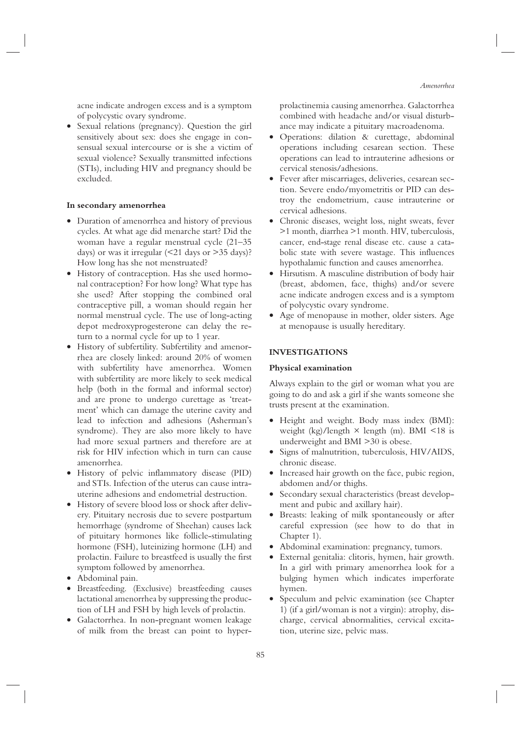acne indicate androgen excess and is a symptom of polycystic ovary syndrome.

- Sexual relations (pregnancy). Question the girl sensitively about sex: does she engage in consensual sexual intercourse or is she a victim of sexual violence? Sexually transmitted infections (STIs), including HIV and pregnancy should be excluded.

#### In secondary amenorrhea

- Duration of amenorrhea and history of previous cycles. At what age did menarche start? Did the woman have a regular menstrual cycle (21–35 days) or was it irregular (<21 days or >35 days)? How long has she not menstruated?
- History of contraception. Has she used hormonal contraception? For how long? What type has she used? After stopping the combined oral contraceptive pill, a woman should regain her normal menstrual cycle. The use of long-acting depot medroxyprogesterone can delay the return to a normal cycle for up to 1 year.
- History of subfertility. Subfertility and amenorrhea are closely linked: around 20% of women with subfertility have amenorrhea. Women with subfertility are more likely to seek medical help (both in the formal and informal sector) and are prone to undergo curettage as 'treatment' which can damage the uterine cavity and lead to infection and adhesions (Asherman's syndrome). They are also more likely to have had more sexual partners and therefore are at risk for HIV infection which in turn can cause amenorrhea.
- History of pelvic inflammatory disease (PID) and STIs. Infection of the uterus can cause intrauterine adhesions and endometrial destruction.
- History of severe blood loss or shock after delivery. Pituitary necrosis due to severe postpartum hemorrhage (syndrome of Sheehan) causes lack of pituitary hormones like follicle-stimulating hormone (FSH), luteinizing hormone (LH) and prolactin. Failure to breastfeed is usually the first symptom followed by amenorrhea.
- Abdominal pain.
- Breastfeeding. (Exclusive) breastfeeding causes lactational amenorrhea by suppressing the production of LH and FSH by high levels of prolactin.
- Galactorrhea. In non-pregnant women leakage of milk from the breast can point to hyperprolactinemia causing amenorrhea. Galactorrhea combined with headache and/or visual disturbance may indicate a pituitary macroadenoma.
- Operations: dilation & curettage, abdominal operations including cesarean section. These operations can lead to intrauterine adhesions or cervical stenosis/adhesions.
- Fever after miscarriages, deliveries, cesarean section. Severe endo/myometritis or PID can destroy the endometrium, cause intrauterine or cervical adhesions.
- Chronic diseases, weight loss, night sweats, fever >1 month, diarrhea >1 month. HIV, tuberculosis, cancer, end-stage renal disease etc. cause a catabolic state with severe wastage. This influences hypothalamic function and causes amenorrhea.
- Hirsutism. A masculine distribution of body hair (breast, abdomen, face, thighs) and/or severe acne indicate androgen excess and is a symptom of polycystic ovary syndrome.
- Age of menopause in mother, older sisters. Age at menopause is usually hereditary.

## INVESTIGATIONS

### Physical examination

Always explain to the girl or woman what you are going to do and ask a girl if she wants someone she trusts present at the examination.

- Height and weight. Body mass index (BMI): weight (kg)/length × length (m). BMI <18 is underweight and BMI >30 is obese.
- Signs of malnutrition, tuberculosis, HIV/AIDS, chronic disease.
- Increased hair growth on the face, pubic region, abdomen and/or thighs.
- Secondary sexual characteristics (breast development and pubic and axillary hair).
- Breasts: leaking of milk spontaneously or after careful expression (see how to do that in Chapter 1).
- Abdominal examination: pregnancy, tumors.
- External genitalia: clitoris, hymen, hair growth. In a girl with primary amenorrhea look for a bulging hymen which indicates imperforate hymen.
- Speculum and pelvic examination (see Chapter 1) (if a girl/woman is not a virgin): atrophy, discharge, cervical abnormalities, cervical excitation, uterine size, pelvic mass.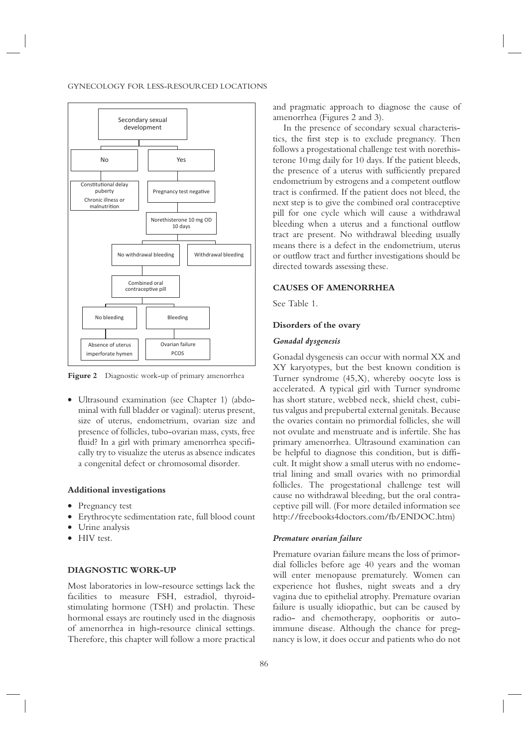- Secondary sexual development
  - No
    - Constitutional delay puberty; Chronic illness or malnutrition
  - Yes
    - Pregnancy test negative
      - Norethisterone 10 mg OD 10 days
        - Withdrawal bleeding
        - No withdrawal bleeding
          - Combined oral contraceptive pill
            - No bleeding
              - Absence of uterus; imperforate hymen
            - Bleeding
              - Ovarian failure; PCOS

**Figure 2** Diagnostic work-up of primary amenorrhea

- Ultrasound examination (see Chapter 1) (abdominal with full bladder or vaginal): uterus present, size of uterus, endometrium, ovarian size and presence of follicles, tubo-ovarian mass, cysts, free fluid? In a girl with primary amenorrhea specifically try to visualize the uterus as absence indicates a congenital defect or chromosomal disorder.

### Additional investigations

- Pregnancy test
- Erythrocyte sedimentation rate, full blood count
- Urine analysis
- HIV test.

## DIAGNOSTIC WORK-UP

Most laboratories in low-resource settings lack the facilities to measure FSH, estradiol, thyroid-stimulating hormone (TSH) and prolactin. These hormonal essays are routinely used in the diagnosis of amenorrhea in high-resource clinical settings. Therefore, this chapter will follow a more practical and pragmatic approach to diagnose the cause of amenorrhea (Figures 2 and 3).

In the presence of secondary sexual characteristics, the first step is to exclude pregnancy. Then follows a progestational challenge test with norethisterone 10 mg daily for 10 days. If the patient bleeds, the presence of a uterus with sufficiently prepared endometrium by estrogens and a competent outflow tract is confirmed. If the patient does not bleed, the next step is to give the combined oral contraceptive pill for one cycle which will cause a withdrawal bleeding when a uterus and a functional outflow tract are present. No withdrawal bleeding usually means there is a defect in the endometrium, uterus or outflow tract and further investigations should be directed towards assessing these.

## CAUSES OF AMENORRHEA

See Table 1.

### Disorders of the ovary

#### *Gonadal dysgenesis*

Gonadal dysgenesis can occur with normal XX and XY karyotypes, but the best known condition is Turner syndrome (45,X), whereby oocyte loss is accelerated. A typical girl with Turner syndrome has short stature, webbed neck, shield chest, cubitus valgus and prepubertal external genitals. Because the ovaries contain no primordial follicles, she will not ovulate and menstruate and is infertile. She has primary amenorrhea. Ultrasound examination can be helpful to diagnose this condition, but is difficult. It might show a small uterus with no endometrial lining and small ovaries with no primordial follicles. The progestational challenge test will cause no withdrawal bleeding, but the oral contraceptive pill will. (For more detailed information see http://freebooks4doctors.com/fb/ENDOC.htm)

#### *Premature ovarian failure*

Premature ovarian failure means the loss of primordial follicles before age 40 years and the woman will enter menopause prematurely. Women can experience hot flushes, night sweats and a dry vagina due to epithelial atrophy. Premature ovarian failure is usually idiopathic, but can be caused by radio- and chemotherapy, oophoritis or autoimmune disease. Although the chance for pregnancy is low, it does occur and patients who do not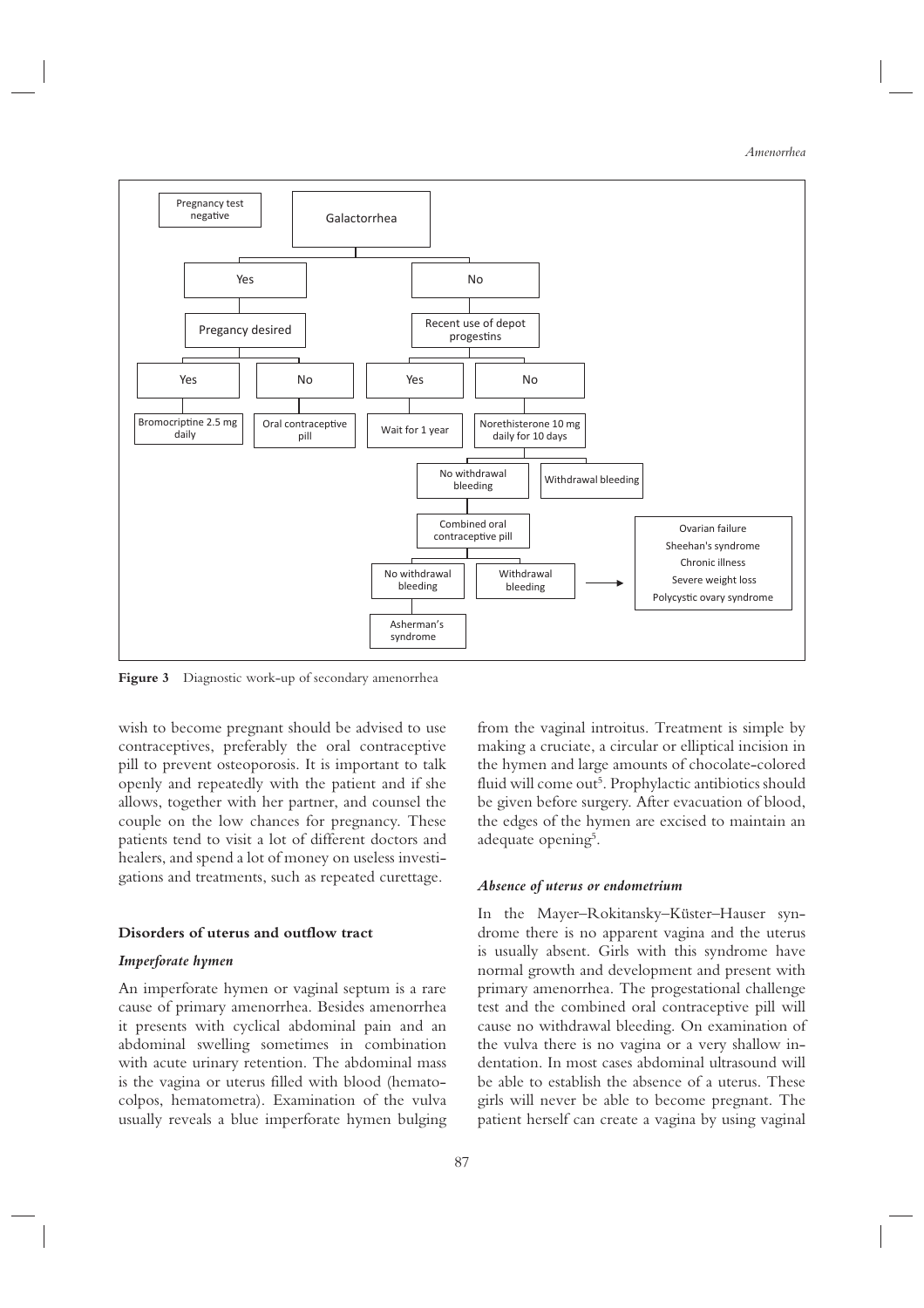Pregnancy test negative

- Galactorrhea
  - Yes
    - Pregancy desired
      - Yes → Bromocriptine 2.5 mg daily
      - No → Oral contraceptive pill
  - No
    - Recent use of depot progestins
      - Yes → Wait for 1 year
      - No → Norethisterone 10 mg daily for 10 days
        - Withdrawal bleeding
        - No withdrawal bleeding → Combined oral contraceptive pill
          - No withdrawal bleeding → Asherman's syndrome
          - Withdrawal bleeding → Ovarian failure; Sheehan's syndrome; Chronic illness; Severe weight loss; Polycystic ovary syndrome

**Figure 3** Diagnostic work-up of secondary amenorrhea

wish to become pregnant should be advised to use contraceptives, preferably the oral contraceptive pill to prevent osteoporosis. It is important to talk openly and repeatedly with the patient and if she allows, together with her partner, and counsel the couple on the low chances for pregnancy. These patients tend to visit a lot of different doctors and healers, and spend a lot of money on useless investigations and treatments, such as repeated curettage.

### Disorders of uterus and outflow tract

#### *Imperforate hymen*

An imperforate hymen or vaginal septum is a rare cause of primary amenorrhea. Besides amenorrhea it presents with cyclical abdominal pain and an abdominal swelling sometimes in combination with acute urinary retention. The abdominal mass is the vagina or uterus filled with blood (hematocolpos, hematometra). Examination of the vulva usually reveals a blue imperforate hymen bulging from the vaginal introitus. Treatment is simple by making a cruciate, a circular or elliptical incision in the hymen and large amounts of chocolate-colored fluid will come out[5]. Prophylactic antibiotics should be given before surgery. After evacuation of blood, the edges of the hymen are excised to maintain an adequate opening[5].

#### *Absence of uterus or endometrium*

In the Mayer–Rokitansky–Küster–Hauser syndrome there is no apparent vagina and the uterus is usually absent. Girls with this syndrome have normal growth and development and present with primary amenorrhea. The progestational challenge test and the combined oral contraceptive pill will cause no withdrawal bleeding. On examination of the vulva there is no vagina or a very shallow indentation. In most cases abdominal ultrasound will be able to establish the absence of a uterus. These girls will never be able to become pregnant. The patient herself can create a vagina by using vaginal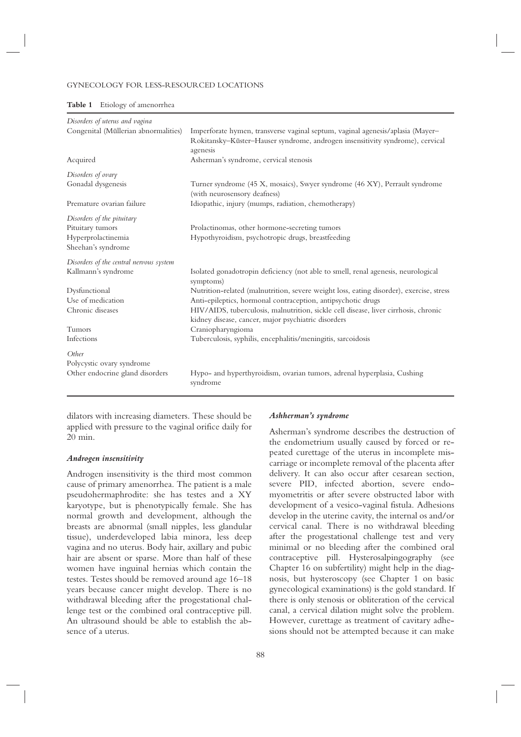**Table 1** Etiology of amenorrhea

| | |
|---|---|
| *Disorders of uterus and vagina* | |
| Congenital (Müllerian abnormalities) | Imperforate hymen, transverse vaginal septum, vaginal agenesis/aplasia (Mayer–Rokitansky–Küster–Hauser syndrome, androgen insensitivity syndrome), cervical agenesis |
| Acquired | Asherman's syndrome, cervical stenosis |
| *Disorders of ovary* | |
| Gonadal dysgenesis | Turner syndrome (45 X, mosaics), Swyer syndrome (46 XY), Perrault syndrome (with neurosensory deafness) |
| Premature ovarian failure | Idiopathic, injury (mumps, radiation, chemotherapy) |
| *Disorders of the pituitary* | |
| Pituitary tumors | Prolactinomas, other hormone-secreting tumors |
| Hyperprolactinemia | Hypothyroidism, psychotropic drugs, breastfeeding |
| Sheehan's syndrome | |
| *Disorders of the central nervous system* | |
| Kallmann's syndrome | Isolated gonadotropin deficiency (not able to smell, renal agenesis, neurological symptoms) |
| Dysfunctional | Nutrition-related (malnutrition, severe weight loss, eating disorder), exercise, stress |
| Use of medication | Anti-epileptics, hormonal contraception, antipsychotic drugs |
| Chronic diseases | HIV/AIDS, tuberculosis, malnutrition, sickle cell disease, liver cirrhosis, chronic kidney disease, cancer, major psychiatric disorders |
| Tumors | Craniopharyngioma |
| Infections | Tuberculosis, syphilis, encephalitis/meningitis, sarcoidosis |
| *Other* | |
| Polycystic ovary syndrome | |
| Other endocrine gland disorders | Hypo- and hyperthyroidism, ovarian tumors, adrenal hyperplasia, Cushing syndrome |

dilators with increasing diameters. These should be applied with pressure to the vaginal orifice daily for 20 min.

### *Androgen insensitivity*

Androgen insensitivity is the third most common cause of primary amenorrhea. The patient is a male pseudohermaphrodite: she has testes and a XY karyotype, but is phenotypically female. She has normal growth and development, although the breasts are abnormal (small nipples, less glandular tissue), underdeveloped labia minora, less deep vagina and no uterus. Body hair, axillary and pubic hair are absent or sparse. More than half of these women have inguinal hernias which contain the testes. Testes should be removed around age 16–18 years because cancer might develop. There is no withdrawal bleeding after the progestational challenge test or the combined oral contraceptive pill. An ultrasound should be able to establish the absence of a uterus.

### *Ashherman's syndrome*

Asherman's syndrome describes the destruction of the endometrium usually caused by forced or repeated curettage of the uterus in incomplete miscarriage or incomplete removal of the placenta after delivery. It can also occur after cesarean section, severe PID, infected abortion, severe endomyometritis or after severe obstructed labor with development of a vesico-vaginal fistula. Adhesions develop in the uterine cavity, the internal os and/or cervical canal. There is no withdrawal bleeding after the progestational challenge test and very minimal or no bleeding after the combined oral contraceptive pill. Hysterosalpingography (see Chapter 16 on subfertility) might help in the diagnosis, but hysteroscopy (see Chapter 1 on basic gynecological examinations) is the gold standard. If there is only stenosis or obliteration of the cervical canal, a cervical dilation might solve the problem. However, curettage as treatment of cavitary adhesions should not be attempted because it can make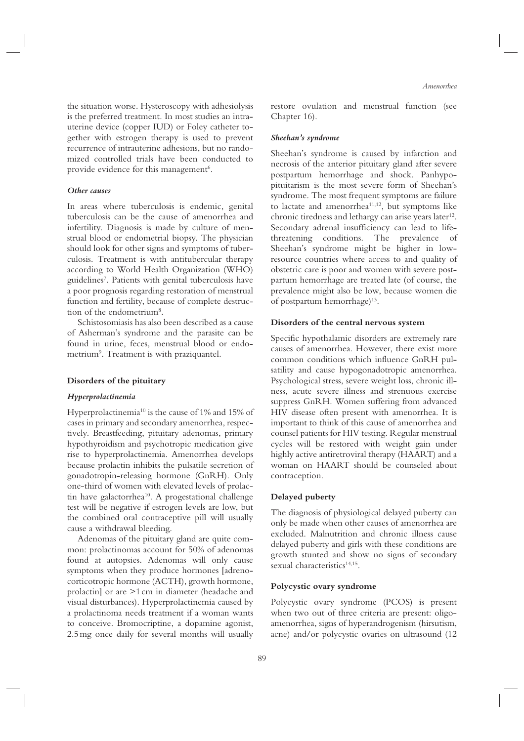the situation worse. Hysteroscopy with adhesiolysis is the preferred treatment. In most studies an intrauterine device (copper IUD) or Foley catheter together with estrogen therapy is used to prevent recurrence of intrauterine adhesions, but no randomized controlled trials have been conducted to provide evidence for this management[6].

### *Other causes*

In areas where tuberculosis is endemic, genital tuberculosis can be the cause of amenorrhea and infertility. Diagnosis is made by culture of menstrual blood or endometrial biopsy. The physician should look for other signs and symptoms of tuberculosis. Treatment is with antitubercular therapy according to World Health Organization (WHO) guidelines[7]. Patients with genital tuberculosis have a poor prognosis regarding restoration of menstrual function and fertility, because of complete destruction of the endometrium[8].

Schistosomiasis has also been described as a cause of Asherman's syndrome and the parasite can be found in urine, feces, menstrual blood or endometrium[9]. Treatment is with praziquantel.

## Disorders of the pituitary

### *Hyperprolactinemia*

Hyperprolactinemia[10] is the cause of 1% and 15% of cases in primary and secondary amenorrhea, respectively. Breastfeeding, pituitary adenomas, primary hypothyroidism and psychotropic medication give rise to hyperprolactinemia. Amenorrhea develops because prolactin inhibits the pulsatile secretion of gonadotropin-releasing hormone (GnRH). Only one-third of women with elevated levels of prolactin have galactorrhea[10]. A progestational challenge test will be negative if estrogen levels are low, but the combined oral contraceptive pill will usually cause a withdrawal bleeding.

Adenomas of the pituitary gland are quite common: prolactinomas account for 50% of adenomas found at autopsies. Adenomas will only cause symptoms when they produce hormones [adrenocorticotropic hormone (ACTH), growth hormone, prolactin] or are >1 cm in diameter (headache and visual disturbances). Hyperprolactinemia caused by a prolactinoma needs treatment if a woman wants to conceive. Bromocriptine, a dopamine agonist, 2.5 mg once daily for several months will usually restore ovulation and menstrual function (see Chapter 16).

### *Sheehan's syndrome*

Sheehan's syndrome is caused by infarction and necrosis of the anterior pituitary gland after severe postpartum hemorrhage and shock. Panhypopituitarism is the most severe form of Sheehan's syndrome. The most frequent symptoms are failure to lactate and amenorrhea[11,12], but symptoms like chronic tiredness and lethargy can arise years later[12]. Secondary adrenal insufficiency can lead to life-threatening conditions. The prevalence of Sheehan's syndrome might be higher in low-resource countries where access to and quality of obstetric care is poor and women with severe postpartum hemorrhage are treated late (of course, the prevalence might also be low, because women die of postpartum hemorrhage)[13].

## Disorders of the central nervous system

Specific hypothalamic disorders are extremely rare causes of amenorrhea. However, there exist more common conditions which influence GnRH pulsatility and cause hypogonadotropic amenorrhea. Psychological stress, severe weight loss, chronic illness, acute severe illness and strenuous exercise suppress GnRH. Women suffering from advanced HIV disease often present with amenorrhea. It is important to think of this cause of amenorrhea and counsel patients for HIV testing. Regular menstrual cycles will be restored with weight gain under highly active antiretroviral therapy (HAART) and a woman on HAART should be counseled about contraception.

## Delayed puberty

The diagnosis of physiological delayed puberty can only be made when other causes of amenorrhea are excluded. Malnutrition and chronic illness cause delayed puberty and girls with these conditions are growth stunted and show no signs of secondary sexual characteristics[14,15].

## Polycystic ovary syndrome

Polycystic ovary syndrome (PCOS) is present when two out of three criteria are present: oligo-amenorrhea, signs of hyperandrogenism (hirsutism, acne) and/or polycystic ovaries on ultrasound (12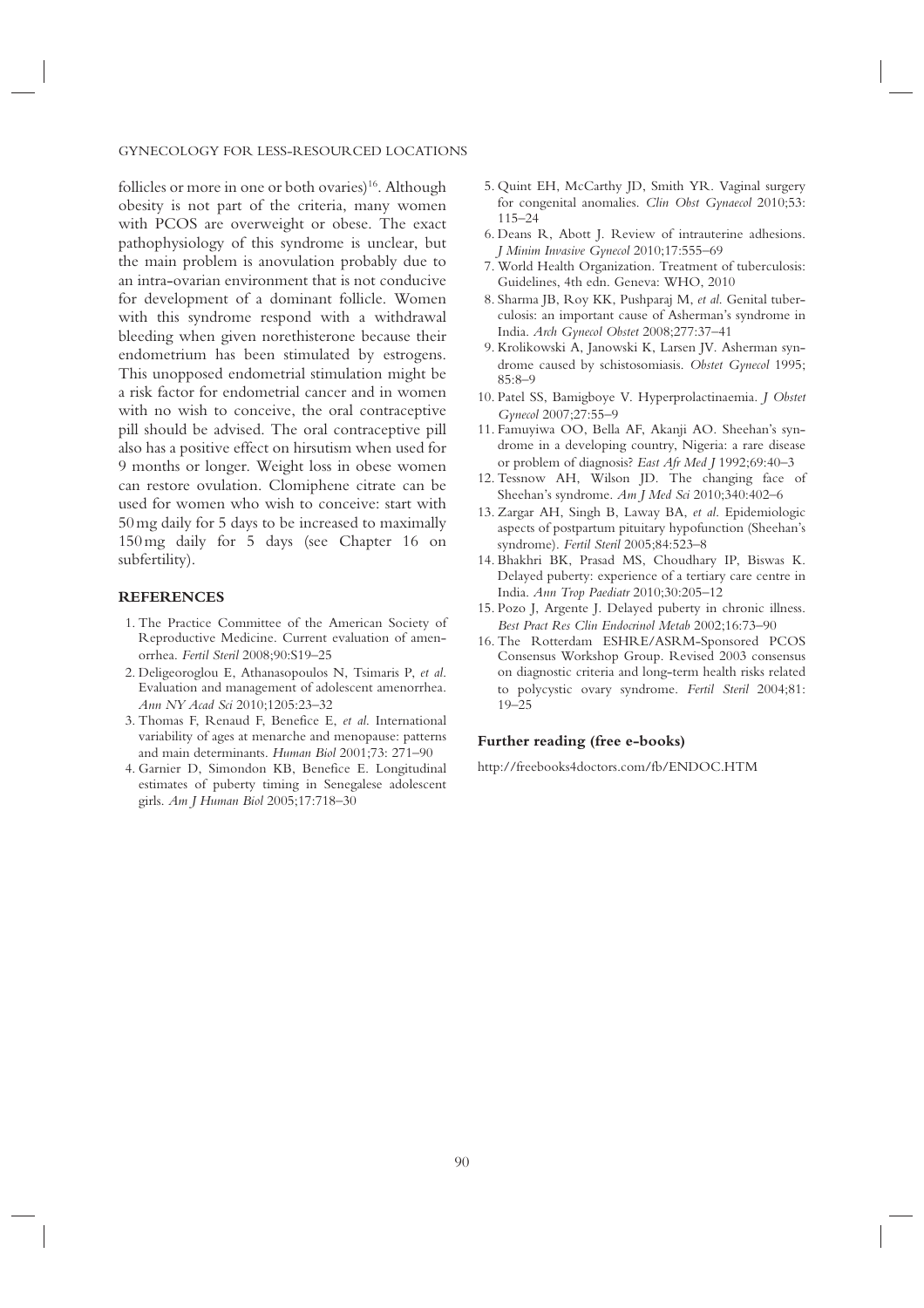follicles or more in one or both ovaries)[16]. Although obesity is not part of the criteria, many women with PCOS are overweight or obese. The exact pathophysiology of this syndrome is unclear, but the main problem is anovulation probably due to an intra-ovarian environment that is not conducive for development of a dominant follicle. Women with this syndrome respond with a withdrawal bleeding when given norethisterone because their endometrium has been stimulated by estrogens. This unopposed endometrial stimulation might be a risk factor for endometrial cancer and in women with no wish to conceive, the oral contraceptive pill should be advised. The oral contraceptive pill also has a positive effect on hirsutism when used for 9 months or longer. Weight loss in obese women can restore ovulation. Clomiphene citrate can be used for women who wish to conceive: start with 50 mg daily for 5 days to be increased to maximally 150 mg daily for 5 days (see Chapter 16 on subfertility).

## REFERENCES

1. The Practice Committee of the American Society of Reproductive Medicine. Current evaluation of amenorrhea. *Fertil Steril* 2008;90:S19–25
2. Deligeoroglou E, Athanasopoulos N, Tsimaris P, *et al*. Evaluation and management of adolescent amenorrhea. *Ann NY Acad Sci* 2010;1205:23–32
3. Thomas F, Renaud F, Benefice E, *et al*. International variability of ages at menarche and menopause: patterns and main determinants. *Human Biol* 2001;73: 271–90
4. Garnier D, Simondon KB, Benefice E. Longitudinal estimates of puberty timing in Senegalese adolescent girls. *Am J Human Biol* 2005;17:718–30
5. Quint EH, McCarthy JD, Smith YR. Vaginal surgery for congenital anomalies. *Clin Obst Gynaecol* 2010;53: 115–24
6. Deans R, Abott J. Review of intrauterine adhesions. *J Minim Invasive Gynecol* 2010;17:555–69
7. World Health Organization. Treatment of tuberculosis: Guidelines, 4th edn. Geneva: WHO, 2010
8. Sharma JB, Roy KK, Pushparaj M, *et al*. Genital tuberculosis: an important cause of Asherman's syndrome in India. *Arch Gynecol Obstet* 2008;277:37–41
9. Krolikowski A, Janowski K, Larsen JV. Asherman syndrome caused by schistosomiasis. *Obstet Gynecol* 1995; 85:8–9
10. Patel SS, Bamigboye V. Hyperprolactinaemia. *J Obstet Gynecol* 2007;27:55–9
11. Famuyiwa OO, Bella AF, Akanji AO. Sheehan's syndrome in a developing country, Nigeria: a rare disease or problem of diagnosis? *East Afr Med J* 1992;69:40–3
12. Tessnow AH, Wilson JD. The changing face of Sheehan's syndrome. *Am J Med Sci* 2010;340:402–6
13. Zargar AH, Singh B, Laway BA, *et al*. Epidemiologic aspects of postpartum pituitary hypofunction (Sheehan's syndrome). *Fertil Steril* 2005;84:523–8
14. Bhakhri BK, Prasad MS, Choudhary IP, Biswas K. Delayed puberty: experience of a tertiary care centre in India. *Ann Trop Paediatr* 2010;30:205–12
15. Pozo J, Argente J. Delayed puberty in chronic illness. *Best Pract Res Clin Endocrinol Metab* 2002;16:73–90
16. The Rotterdam ESHRE/ASRM-Sponsored PCOS Consensus Workshop Group. Revised 2003 consensus on diagnostic criteria and long-term health risks related to polycystic ovary syndrome. *Fertil Steril* 2004;81: 19–25

### Further reading (free e-books)

http://freebooks4doctors.com/fb/ENDOC.HTM